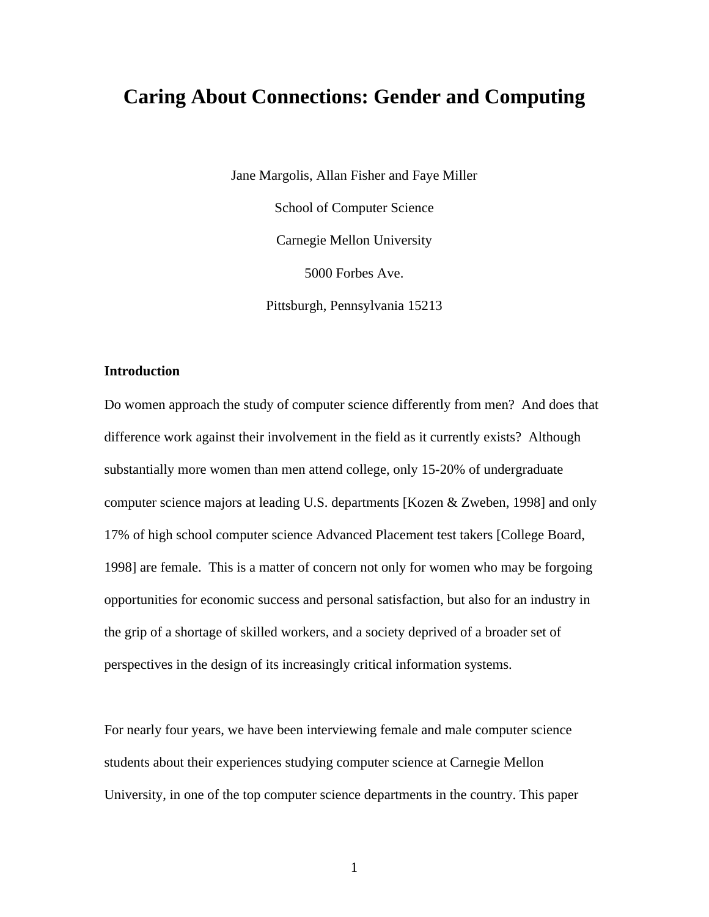# Caring About Connections: Gender and Computing

Jane Margolis, Allan Fisher and Faye Miller

School of Computer Science

Carnegie Mellon University

5000 Forbes Ave.

Pittsburgh, Pennsylvania 15213

## Introduction

Do women approach the study of computer science differently from men? And does that difference work against their involvement in the field as it currently exists? Although substantially more women than men attend college, only 15-20% of undergraduate computer science majors at leading U.S. departments [Kozen & Zweben, 1998] and only 17% of high school computer science Advanced Placement test takers [College Board, 1998] are female. This is a matter of concern not only for women who may be forgoing opportunities for economic success and personal satisfaction, but also for an industry in the grip of a shortage of skilled workers, and a society deprived of a broader set of perspectives in the design of its increasingly critical information systems.

For nearly four years, we have been interviewing female and male computer science students about their experiences studying computer science at Carnegie Mellon University, in one of the top computer science departments in the country. This paper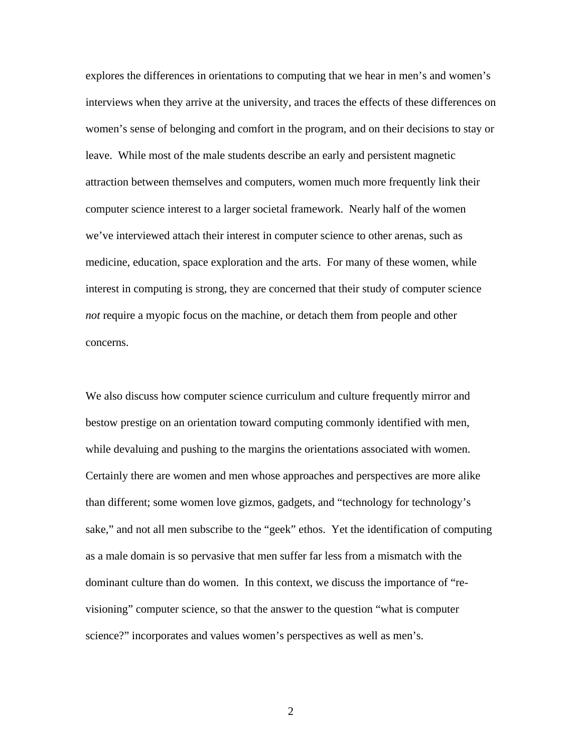explores the differences in orientations to computing that we hear in men's and women's interviews when they arrive at the university, and traces the effects of these differences on women's sense of belonging and comfort in the program, and on their decisions to stay or leave. While most of the male students describe an early and persistent magnetic attraction between themselves and computers, women much more frequently link their computer science interest to a larger societal framework. Nearly half of the women we've interviewed attach their interest in computer science to other arenas, such as medicine, education, space exploration and the arts. For many of these women, while interest in computing is strong, they are concerned that their study of computer science *not* require a myopic focus on the machine, or detach them from people and other concerns.

We also discuss how computer science curriculum and culture frequently mirror and bestow prestige on an orientation toward computing commonly identified with men, while devaluing and pushing to the margins the orientations associated with women. Certainly there are women and men whose approaches and perspectives are more alike than different; some women love gizmos, gadgets, and "technology for technology's sake," and not all men subscribe to the "geek" ethos. Yet the identification of computing as a male domain is so pervasive that men suffer far less from a mismatch with the dominant culture than do women. In this context, we discuss the importance of "re-visioning" computer science, so that the answer to the question "what is computer science?" incorporates and values women's perspectives as well as men's.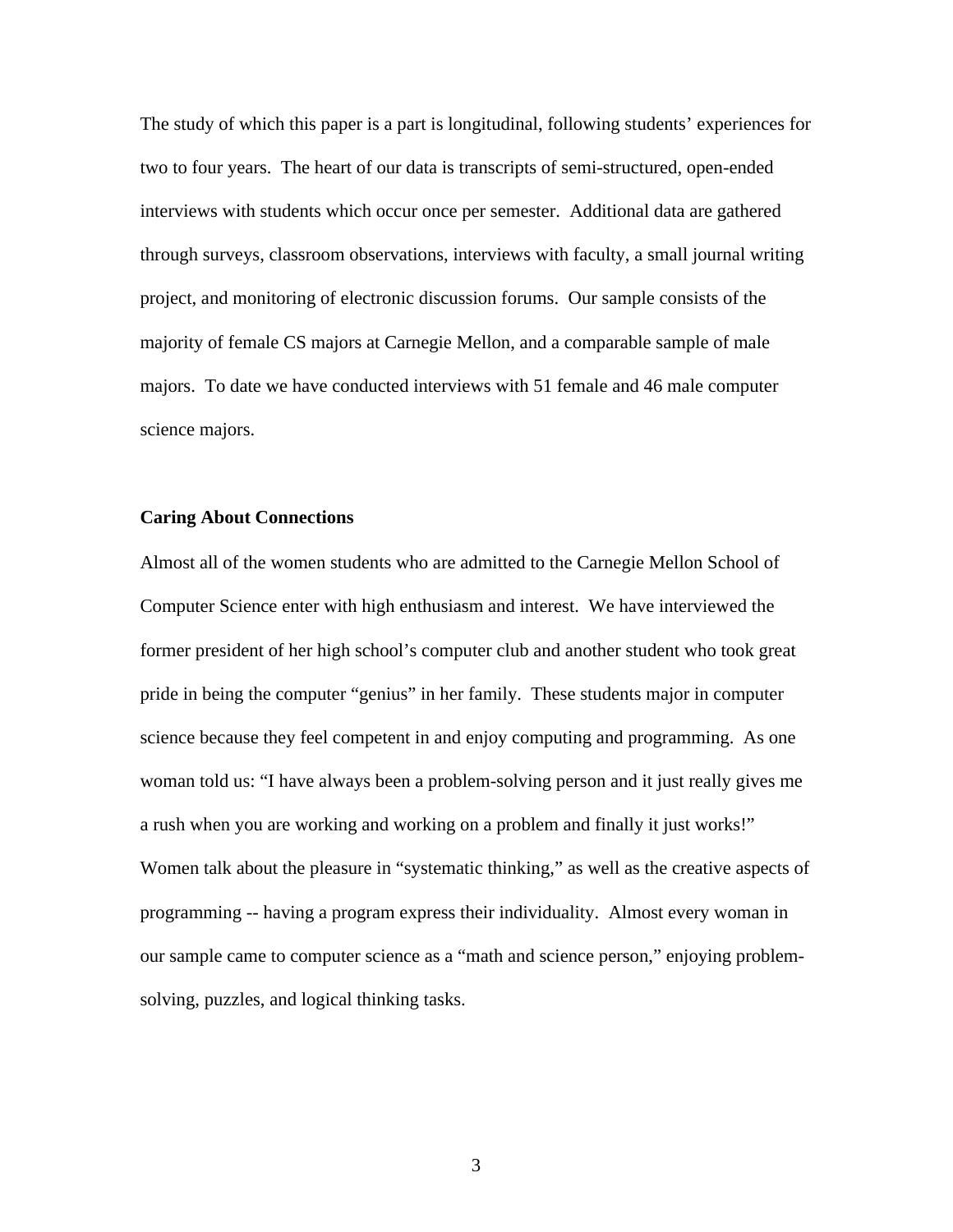The study of which this paper is a part is longitudinal, following students' experiences for two to four years. The heart of our data is transcripts of semi-structured, open-ended interviews with students which occur once per semester. Additional data are gathered through surveys, classroom observations, interviews with faculty, a small journal writing project, and monitoring of electronic discussion forums. Our sample consists of the majority of female CS majors at Carnegie Mellon, and a comparable sample of male majors. To date we have conducted interviews with 51 female and 46 male computer science majors.

## Caring About Connections

Almost all of the women students who are admitted to the Carnegie Mellon School of Computer Science enter with high enthusiasm and interest. We have interviewed the former president of her high school's computer club and another student who took great pride in being the computer "genius" in her family. These students major in computer science because they feel competent in and enjoy computing and programming. As one woman told us: "I have always been a problem-solving person and it just really gives me a rush when you are working and working on a problem and finally it just works!" Women talk about the pleasure in "systematic thinking," as well as the creative aspects of programming -- having a program express their individuality. Almost every woman in our sample came to computer science as a "math and science person," enjoying problem-solving, puzzles, and logical thinking tasks.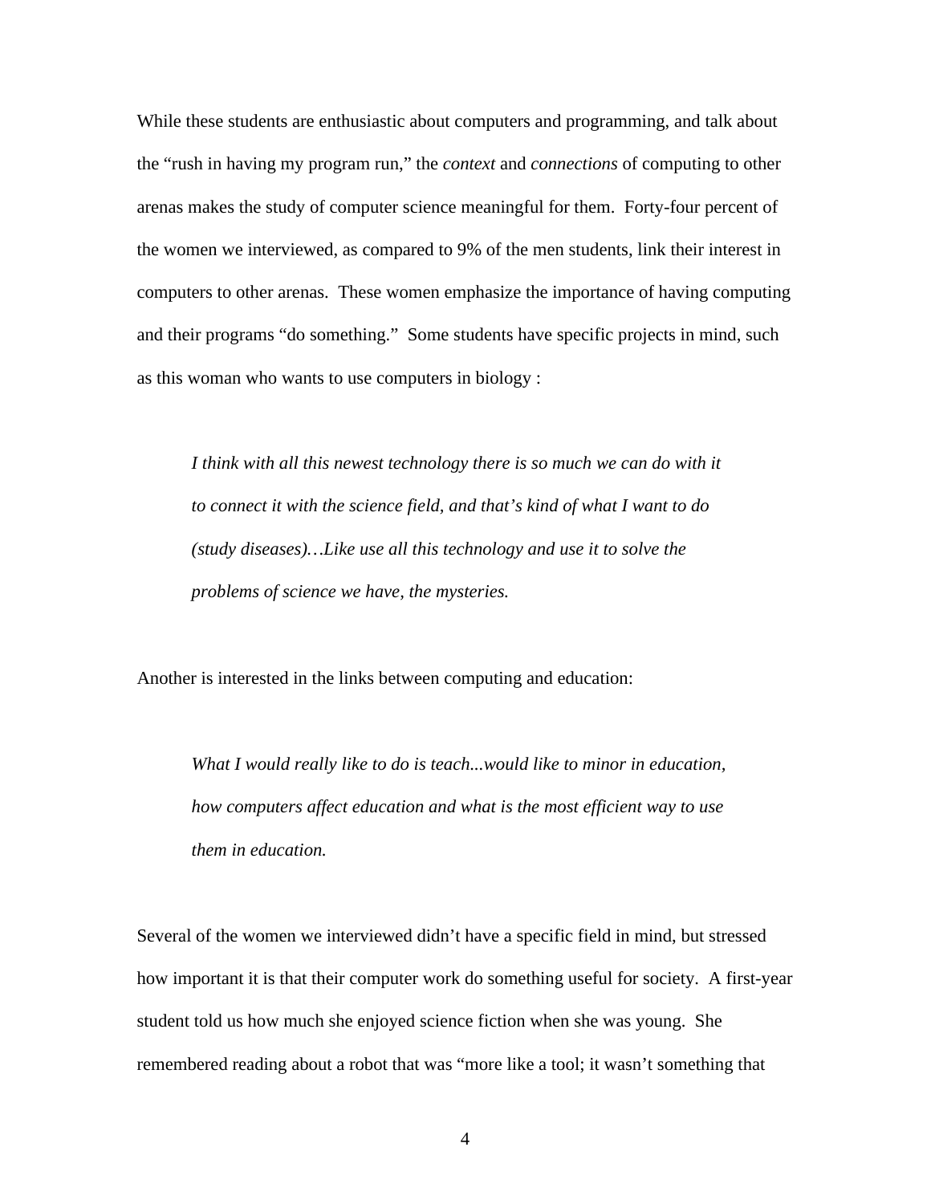While these students are enthusiastic about computers and programming, and talk about the "rush in having my program run," the *context* and *connections* of computing to other arenas makes the study of computer science meaningful for them. Forty-four percent of the women we interviewed, as compared to 9% of the men students, link their interest in computers to other arenas. These women emphasize the importance of having computing and their programs "do something." Some students have specific projects in mind, such as this woman who wants to use computers in biology :

> *I think with all this newest technology there is so much we can do with it to connect it with the science field, and that's kind of what I want to do (study diseases)…Like use all this technology and use it to solve the problems of science we have, the mysteries.*

Another is interested in the links between computing and education:

> *What I would really like to do is teach...would like to minor in education, how computers affect education and what is the most efficient way to use them in education.*

Several of the women we interviewed didn't have a specific field in mind, but stressed how important it is that their computer work do something useful for society. A first-year student told us how much she enjoyed science fiction when she was young. She remembered reading about a robot that was "more like a tool; it wasn't something that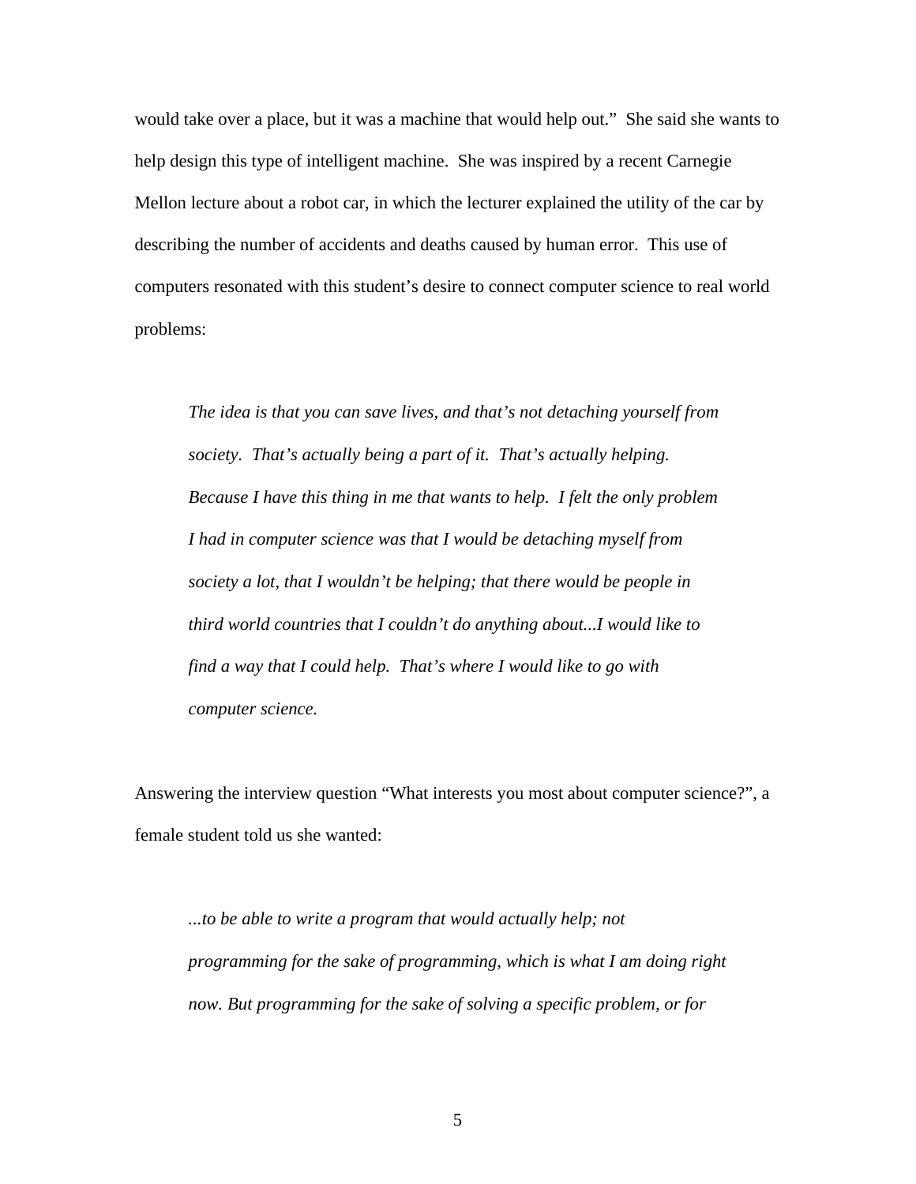would take over a place, but it was a machine that would help out." She said she wants to help design this type of intelligent machine. She was inspired by a recent Carnegie Mellon lecture about a robot car, in which the lecturer explained the utility of the car by describing the number of accidents and deaths caused by human error. This use of computers resonated with this student's desire to connect computer science to real world problems:

> *The idea is that you can save lives, and that's not detaching yourself from society. That's actually being a part of it. That's actually helping. Because I have this thing in me that wants to help. I felt the only problem I had in computer science was that I would be detaching myself from society a lot, that I wouldn't be helping; that there would be people in third world countries that I couldn't do anything about...I would like to find a way that I could help. That's where I would like to go with computer science.*

Answering the interview question "What interests you most about computer science?", a female student told us she wanted:

> *...to be able to write a program that would actually help; not programming for the sake of programming, which is what I am doing right now. But programming for the sake of solving a specific problem, or for*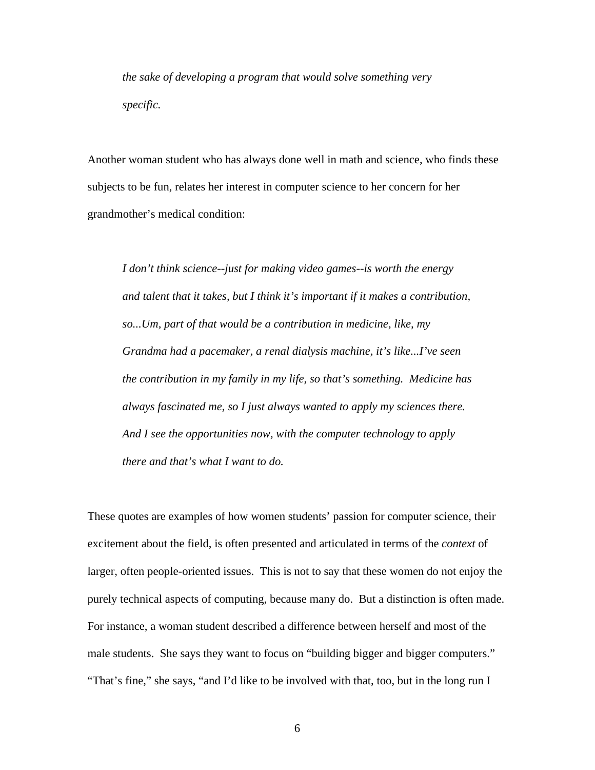> *the sake of developing a program that would solve something very specific.*

Another woman student who has always done well in math and science, who finds these subjects to be fun, relates her interest in computer science to her concern for her grandmother's medical condition:

> *I don't think science--just for making video games--is worth the energy and talent that it takes, but I think it's important if it makes a contribution, so...Um, part of that would be a contribution in medicine, like, my Grandma had a pacemaker, a renal dialysis machine, it's like...I've seen the contribution in my family in my life, so that's something. Medicine has always fascinated me, so I just always wanted to apply my sciences there. And I see the opportunities now, with the computer technology to apply there and that's what I want to do.*

These quotes are examples of how women students' passion for computer science, their excitement about the field, is often presented and articulated in terms of the *context* of larger, often people-oriented issues. This is not to say that these women do not enjoy the purely technical aspects of computing, because many do. But a distinction is often made. For instance, a woman student described a difference between herself and most of the male students. She says they want to focus on "building bigger and bigger computers." "That's fine," she says, "and I'd like to be involved with that, too, but in the long run I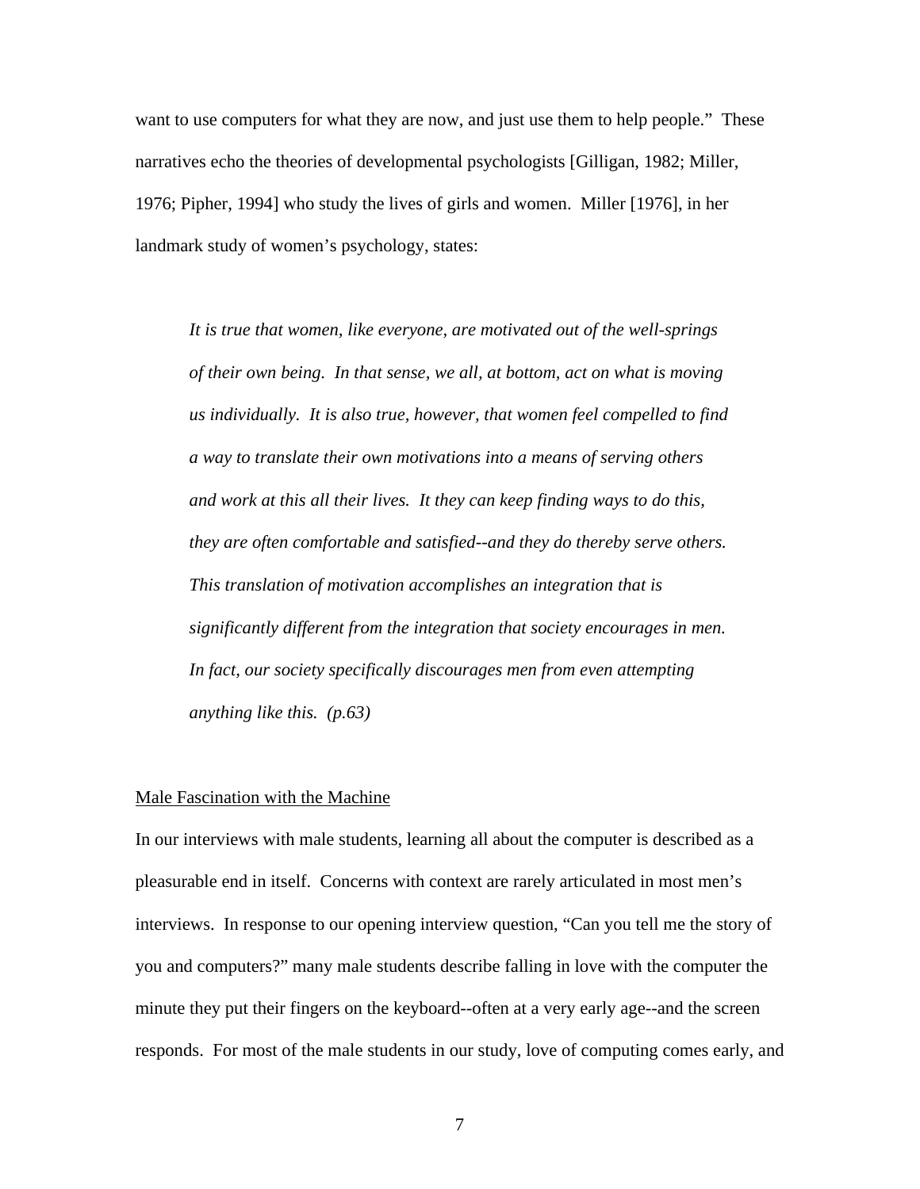want to use computers for what they are now, and just use them to help people." These narratives echo the theories of developmental psychologists [Gilligan, 1982; Miller, 1976; Pipher, 1994] who study the lives of girls and women. Miller [1976], in her landmark study of women's psychology, states:

> *It is true that women, like everyone, are motivated out of the well-springs of their own being. In that sense, we all, at bottom, act on what is moving us individually. It is also true, however, that women feel compelled to find a way to translate their own motivations into a means of serving others and work at this all their lives. It they can keep finding ways to do this, they are often comfortable and satisfied--and they do thereby serve others. This translation of motivation accomplishes an integration that is significantly different from the integration that society encourages in men. In fact, our society specifically discourages men from even attempting anything like this. (p.63)*

## Male Fascination with the Machine

In our interviews with male students, learning all about the computer is described as a pleasurable end in itself. Concerns with context are rarely articulated in most men's interviews. In response to our opening interview question, "Can you tell me the story of you and computers?" many male students describe falling in love with the computer the minute they put their fingers on the keyboard--often at a very early age--and the screen responds. For most of the male students in our study, love of computing comes early, and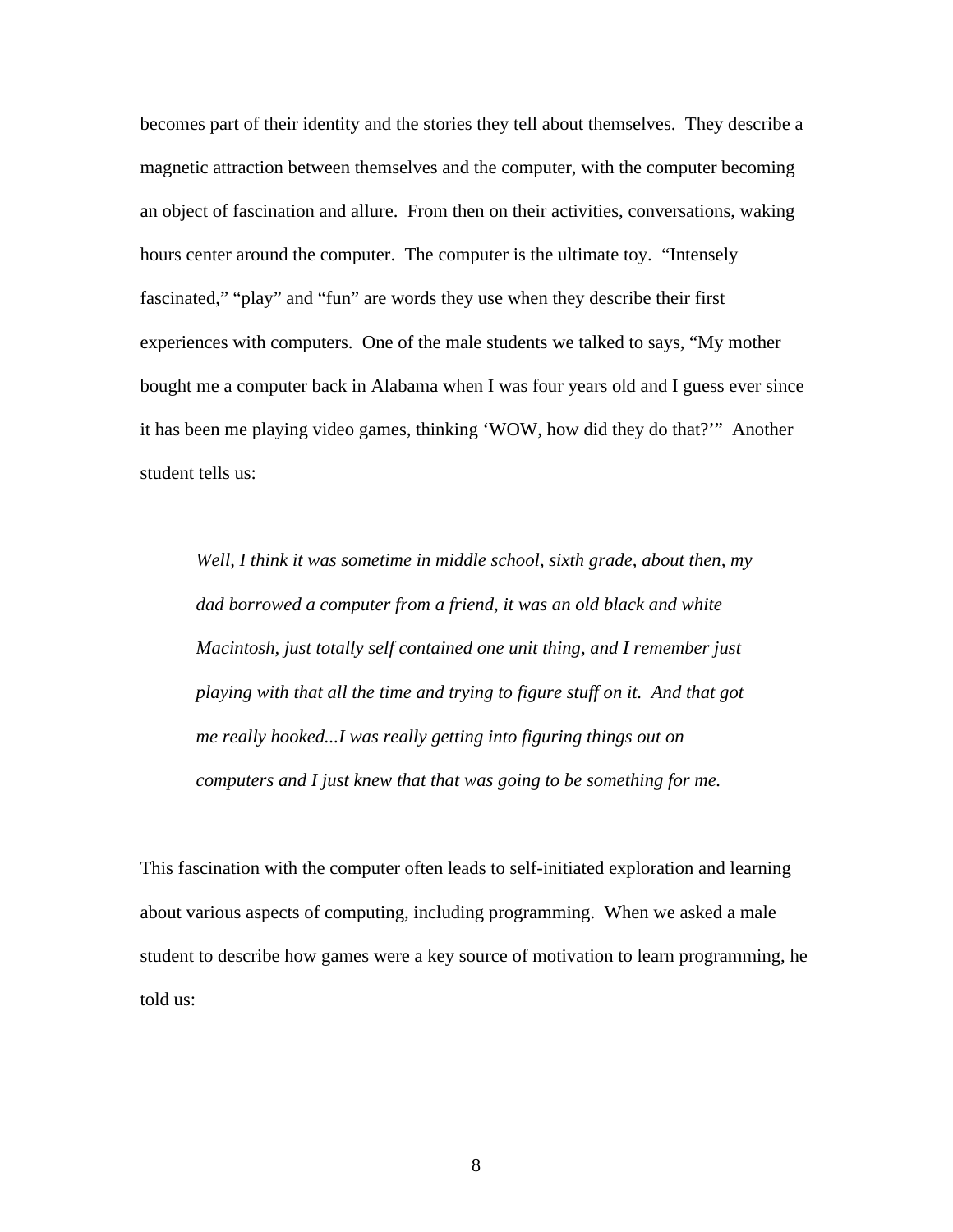becomes part of their identity and the stories they tell about themselves. They describe a magnetic attraction between themselves and the computer, with the computer becoming an object of fascination and allure. From then on their activities, conversations, waking hours center around the computer. The computer is the ultimate toy. "Intensely fascinated," "play" and "fun" are words they use when they describe their first experiences with computers. One of the male students we talked to says, "My mother bought me a computer back in Alabama when I was four years old and I guess ever since it has been me playing video games, thinking 'WOW, how did they do that?'" Another student tells us:

> *Well, I think it was sometime in middle school, sixth grade, about then, my dad borrowed a computer from a friend, it was an old black and white Macintosh, just totally self contained one unit thing, and I remember just playing with that all the time and trying to figure stuff on it. And that got me really hooked...I was really getting into figuring things out on computers and I just knew that that was going to be something for me.*

This fascination with the computer often leads to self-initiated exploration and learning about various aspects of computing, including programming. When we asked a male student to describe how games were a key source of motivation to learn programming, he told us: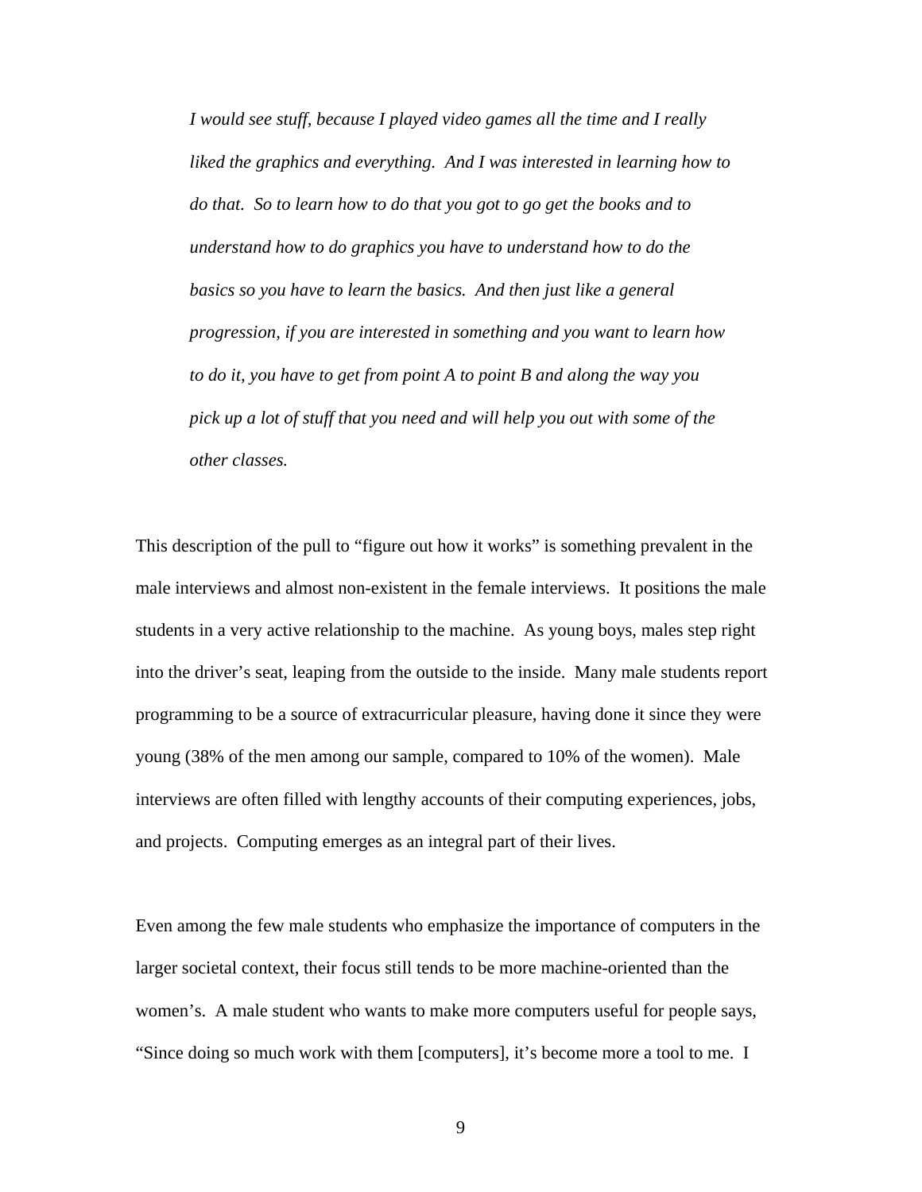> *I would see stuff, because I played video games all the time and I really liked the graphics and everything. And I was interested in learning how to do that. So to learn how to do that you got to go get the books and to understand how to do graphics you have to understand how to do the basics so you have to learn the basics. And then just like a general progression, if you are interested in something and you want to learn how to do it, you have to get from point A to point B and along the way you pick up a lot of stuff that you need and will help you out with some of the other classes.*

This description of the pull to "figure out how it works" is something prevalent in the male interviews and almost non-existent in the female interviews. It positions the male students in a very active relationship to the machine. As young boys, males step right into the driver's seat, leaping from the outside to the inside. Many male students report programming to be a source of extracurricular pleasure, having done it since they were young (38% of the men among our sample, compared to 10% of the women). Male interviews are often filled with lengthy accounts of their computing experiences, jobs, and projects. Computing emerges as an integral part of their lives.

Even among the few male students who emphasize the importance of computers in the larger societal context, their focus still tends to be more machine-oriented than the women's. A male student who wants to make more computers useful for people says, "Since doing so much work with them [computers], it's become more a tool to me. I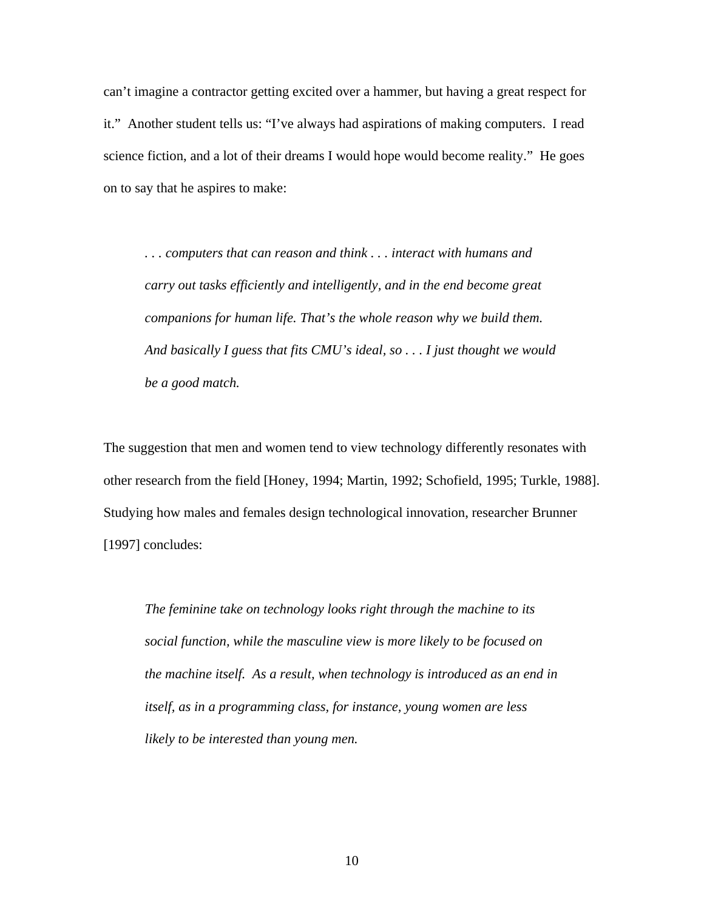can't imagine a contractor getting excited over a hammer, but having a great respect for it." Another student tells us: "I've always had aspirations of making computers. I read science fiction, and a lot of their dreams I would hope would become reality." He goes on to say that he aspires to make:

> *. . . computers that can reason and think . . . interact with humans and carry out tasks efficiently and intelligently, and in the end become great companions for human life. That's the whole reason why we build them. And basically I guess that fits CMU's ideal, so . . . I just thought we would be a good match.*

The suggestion that men and women tend to view technology differently resonates with other research from the field [Honey, 1994; Martin, 1992; Schofield, 1995; Turkle, 1988]. Studying how males and females design technological innovation, researcher Brunner [1997] concludes:

> *The feminine take on technology looks right through the machine to its social function, while the masculine view is more likely to be focused on the machine itself. As a result, when technology is introduced as an end in itself, as in a programming class, for instance, young women are less likely to be interested than young men.*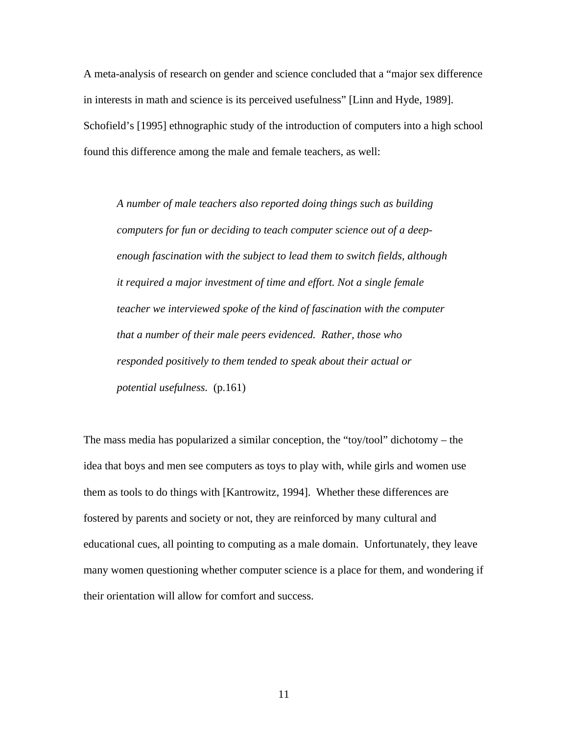A meta-analysis of research on gender and science concluded that a "major sex difference in interests in math and science is its perceived usefulness" [Linn and Hyde, 1989]. Schofield's [1995] ethnographic study of the introduction of computers into a high school found this difference among the male and female teachers, as well:

> *A number of male teachers also reported doing things such as building computers for fun or deciding to teach computer science out of a deep-enough fascination with the subject to lead them to switch fields, although it required a major investment of time and effort. Not a single female teacher we interviewed spoke of the kind of fascination with the computer that a number of their male peers evidenced. Rather, those who responded positively to them tended to speak about their actual or potential usefulness.* (p.161)

The mass media has popularized a similar conception, the "toy/tool" dichotomy – the idea that boys and men see computers as toys to play with, while girls and women use them as tools to do things with [Kantrowitz, 1994]. Whether these differences are fostered by parents and society or not, they are reinforced by many cultural and educational cues, all pointing to computing as a male domain. Unfortunately, they leave many women questioning whether computer science is a place for them, and wondering if their orientation will allow for comfort and success.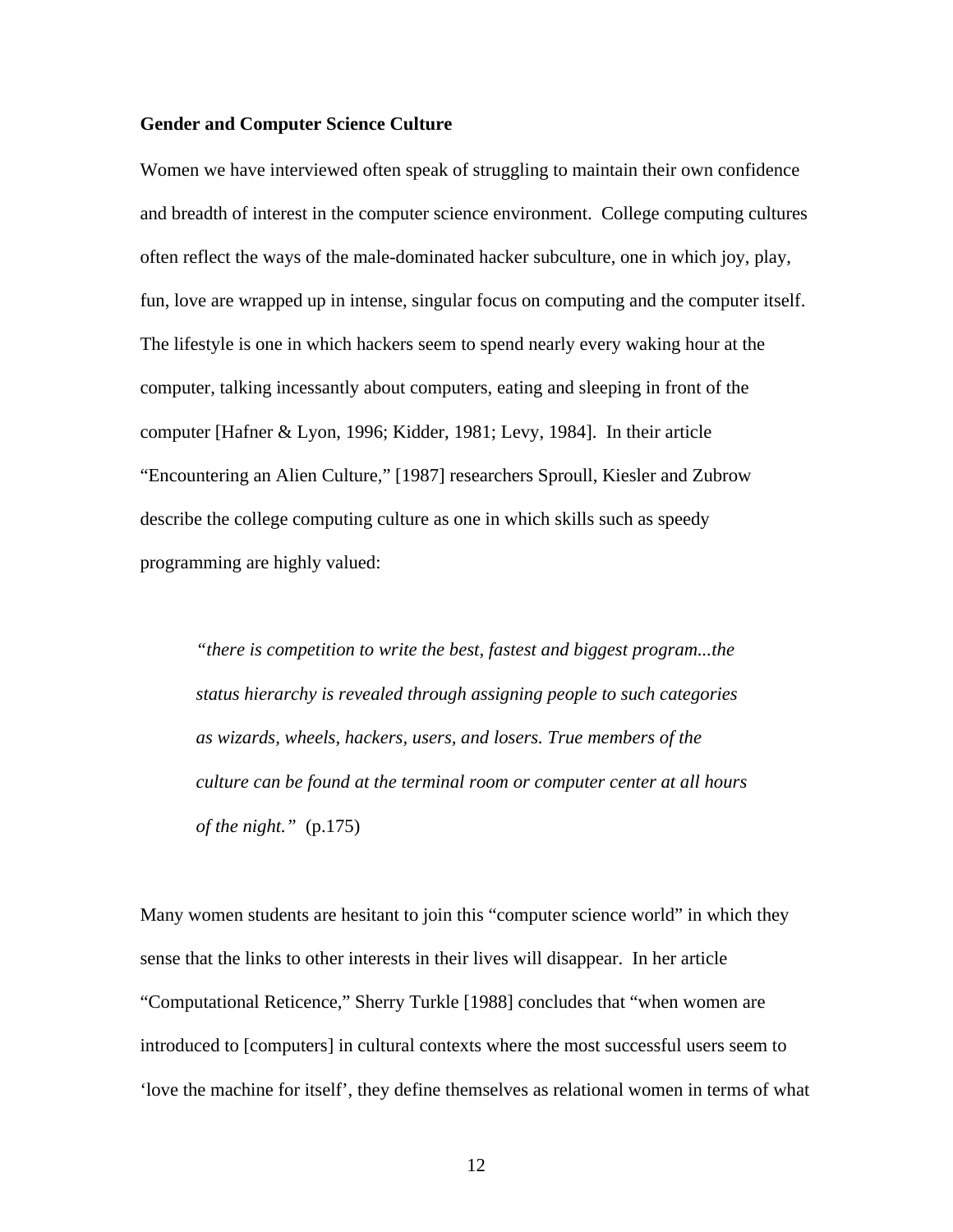**Gender and Computer Science Culture**

Women we have interviewed often speak of struggling to maintain their own confidence and breadth of interest in the computer science environment. College computing cultures often reflect the ways of the male-dominated hacker subculture, one in which joy, play, fun, love are wrapped up in intense, singular focus on computing and the computer itself. The lifestyle is one in which hackers seem to spend nearly every waking hour at the computer, talking incessantly about computers, eating and sleeping in front of the computer [Hafner & Lyon, 1996; Kidder, 1981; Levy, 1984]. In their article "Encountering an Alien Culture," [1987] researchers Sproull, Kiesler and Zubrow describe the college computing culture as one in which skills such as speedy programming are highly valued:

> *"there is competition to write the best, fastest and biggest program...the status hierarchy is revealed through assigning people to such categories as wizards, wheels, hackers, users, and losers. True members of the culture can be found at the terminal room or computer center at all hours of the night."* (p.175)

Many women students are hesitant to join this "computer science world" in which they sense that the links to other interests in their lives will disappear. In her article "Computational Reticence," Sherry Turkle [1988] concludes that "when women are introduced to [computers] in cultural contexts where the most successful users seem to 'love the machine for itself', they define themselves as relational women in terms of what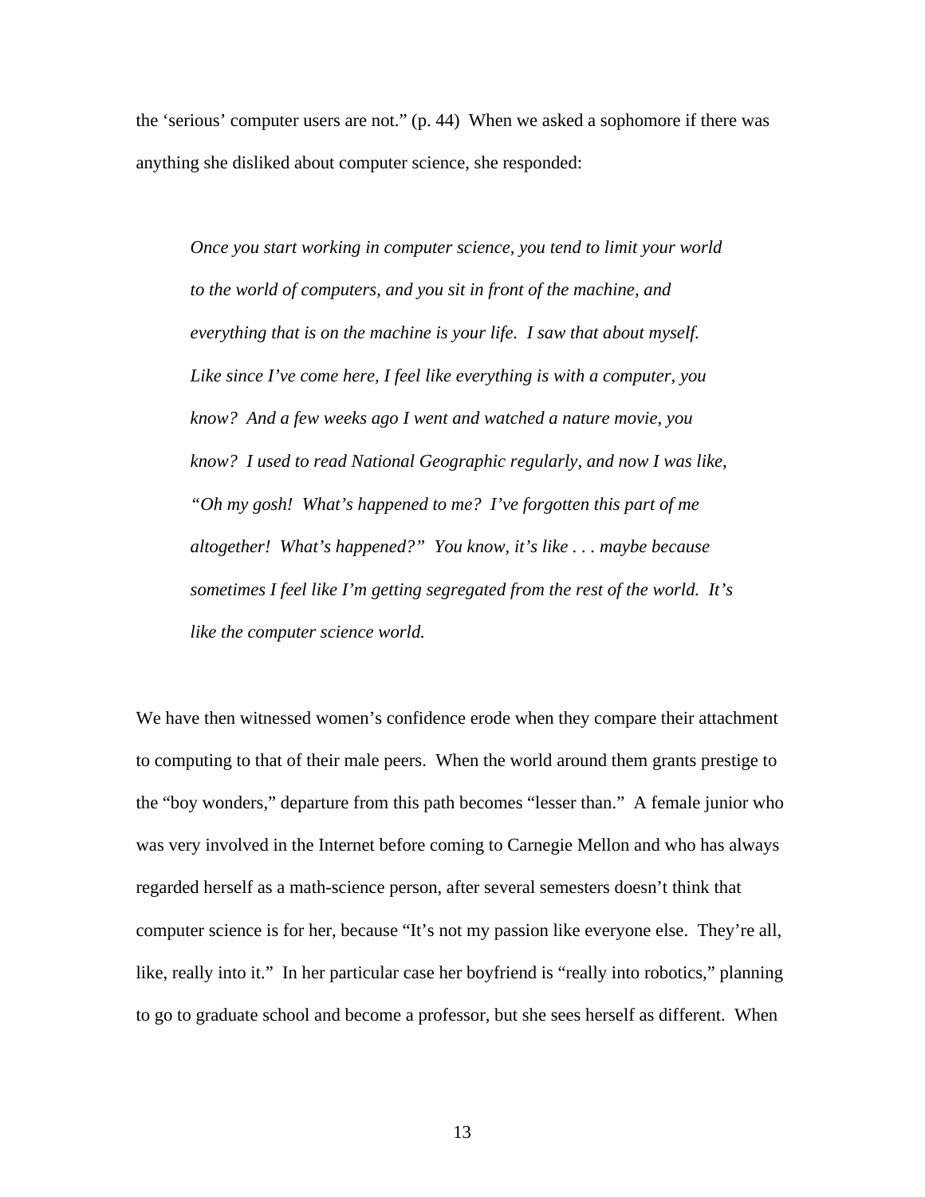the 'serious' computer users are not." (p. 44) When we asked a sophomore if there was anything she disliked about computer science, she responded:

> *Once you start working in computer science, you tend to limit your world to the world of computers, and you sit in front of the machine, and everything that is on the machine is your life. I saw that about myself. Like since I've come here, I feel like everything is with a computer, you know? And a few weeks ago I went and watched a nature movie, you know? I used to read National Geographic regularly, and now I was like, "Oh my gosh! What's happened to me? I've forgotten this part of me altogether! What's happened?" You know, it's like . . . maybe because sometimes I feel like I'm getting segregated from the rest of the world. It's like the computer science world.*

We have then witnessed women's confidence erode when they compare their attachment to computing to that of their male peers. When the world around them grants prestige to the "boy wonders," departure from this path becomes "lesser than." A female junior who was very involved in the Internet before coming to Carnegie Mellon and who has always regarded herself as a math-science person, after several semesters doesn't think that computer science is for her, because "It's not my passion like everyone else. They're all, like, really into it." In her particular case her boyfriend is "really into robotics," planning to go to graduate school and become a professor, but she sees herself as different. When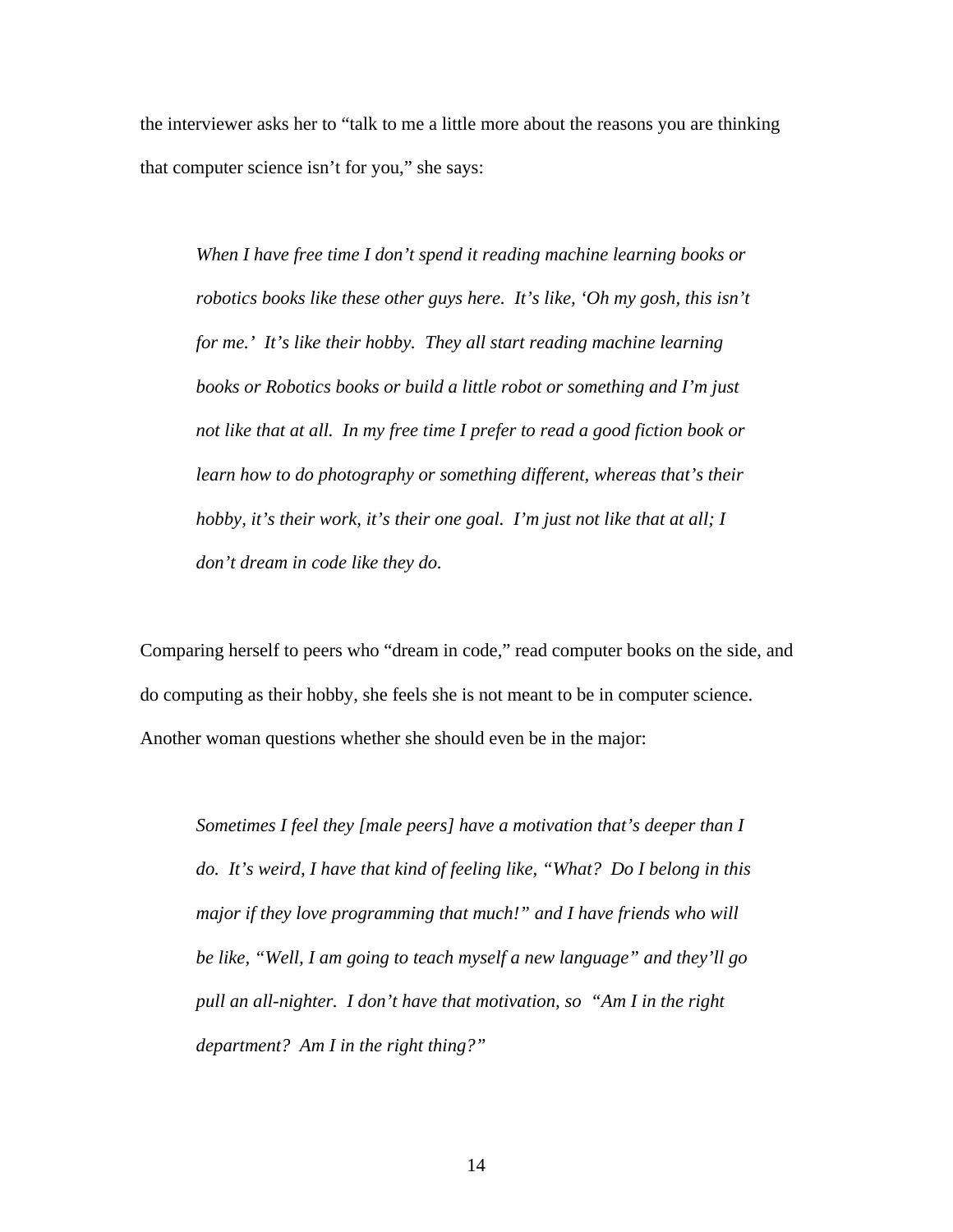the interviewer asks her to "talk to me a little more about the reasons you are thinking that computer science isn't for you," she says:

> *When I have free time I don't spend it reading machine learning books or robotics books like these other guys here. It's like, 'Oh my gosh, this isn't for me.' It's like their hobby. They all start reading machine learning books or Robotics books or build a little robot or something and I'm just not like that at all. In my free time I prefer to read a good fiction book or learn how to do photography or something different, whereas that's their hobby, it's their work, it's their one goal. I'm just not like that at all; I don't dream in code like they do.*

Comparing herself to peers who "dream in code," read computer books on the side, and do computing as their hobby, she feels she is not meant to be in computer science. Another woman questions whether she should even be in the major:

> *Sometimes I feel they [male peers] have a motivation that's deeper than I do. It's weird, I have that kind of feeling like, "What? Do I belong in this major if they love programming that much!" and I have friends who will be like, "Well, I am going to teach myself a new language" and they'll go pull an all-nighter. I don't have that motivation, so "Am I in the right department? Am I in the right thing?"*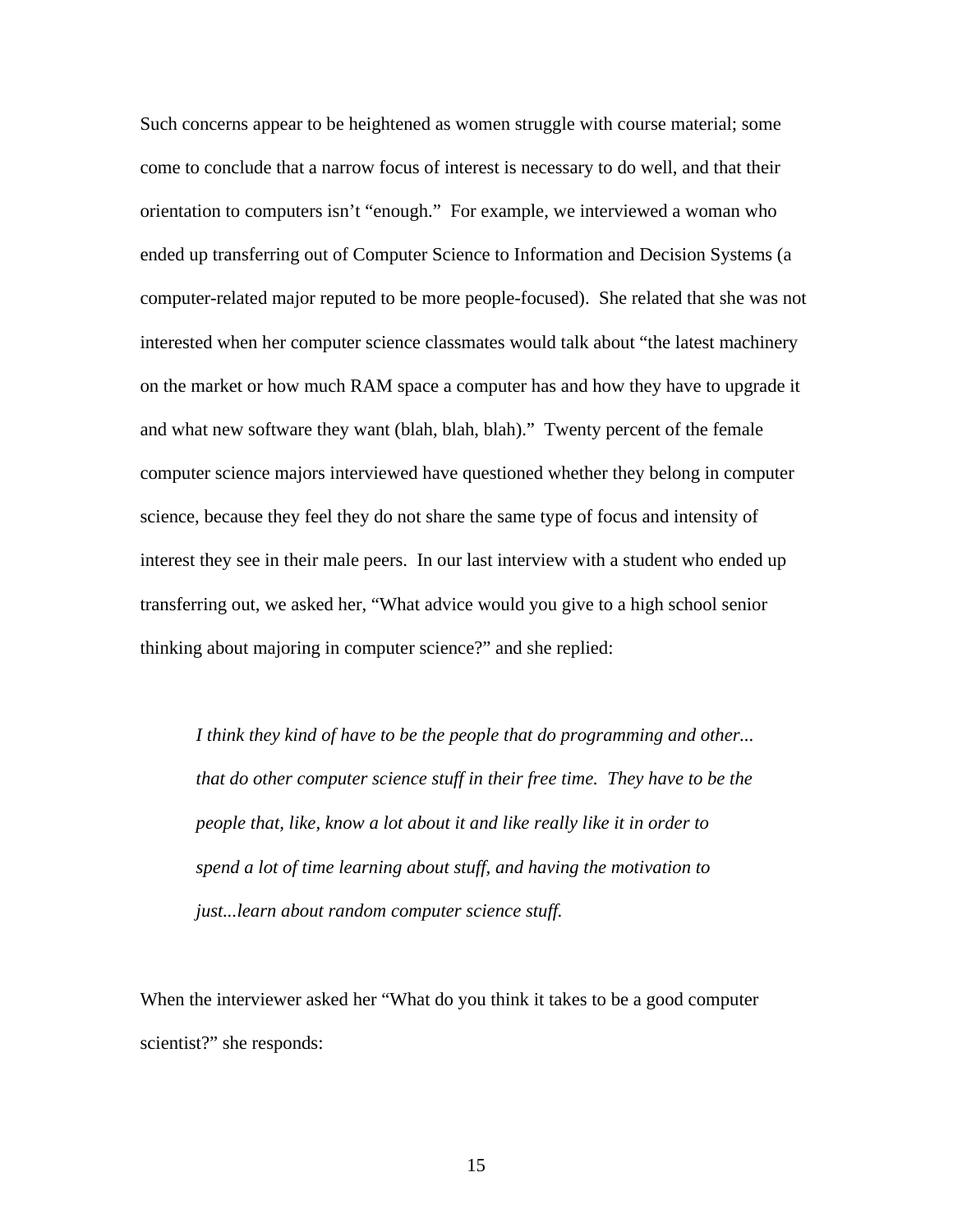Such concerns appear to be heightened as women struggle with course material; some come to conclude that a narrow focus of interest is necessary to do well, and that their orientation to computers isn't "enough." For example, we interviewed a woman who ended up transferring out of Computer Science to Information and Decision Systems (a computer-related major reputed to be more people-focused). She related that she was not interested when her computer science classmates would talk about "the latest machinery on the market or how much RAM space a computer has and how they have to upgrade it and what new software they want (blah, blah, blah)." Twenty percent of the female computer science majors interviewed have questioned whether they belong in computer science, because they feel they do not share the same type of focus and intensity of interest they see in their male peers. In our last interview with a student who ended up transferring out, we asked her, "What advice would you give to a high school senior thinking about majoring in computer science?" and she replied:

> *I think they kind of have to be the people that do programming and other... that do other computer science stuff in their free time. They have to be the people that, like, know a lot about it and like really like it in order to spend a lot of time learning about stuff, and having the motivation to just...learn about random computer science stuff.*

When the interviewer asked her "What do you think it takes to be a good computer scientist?" she responds: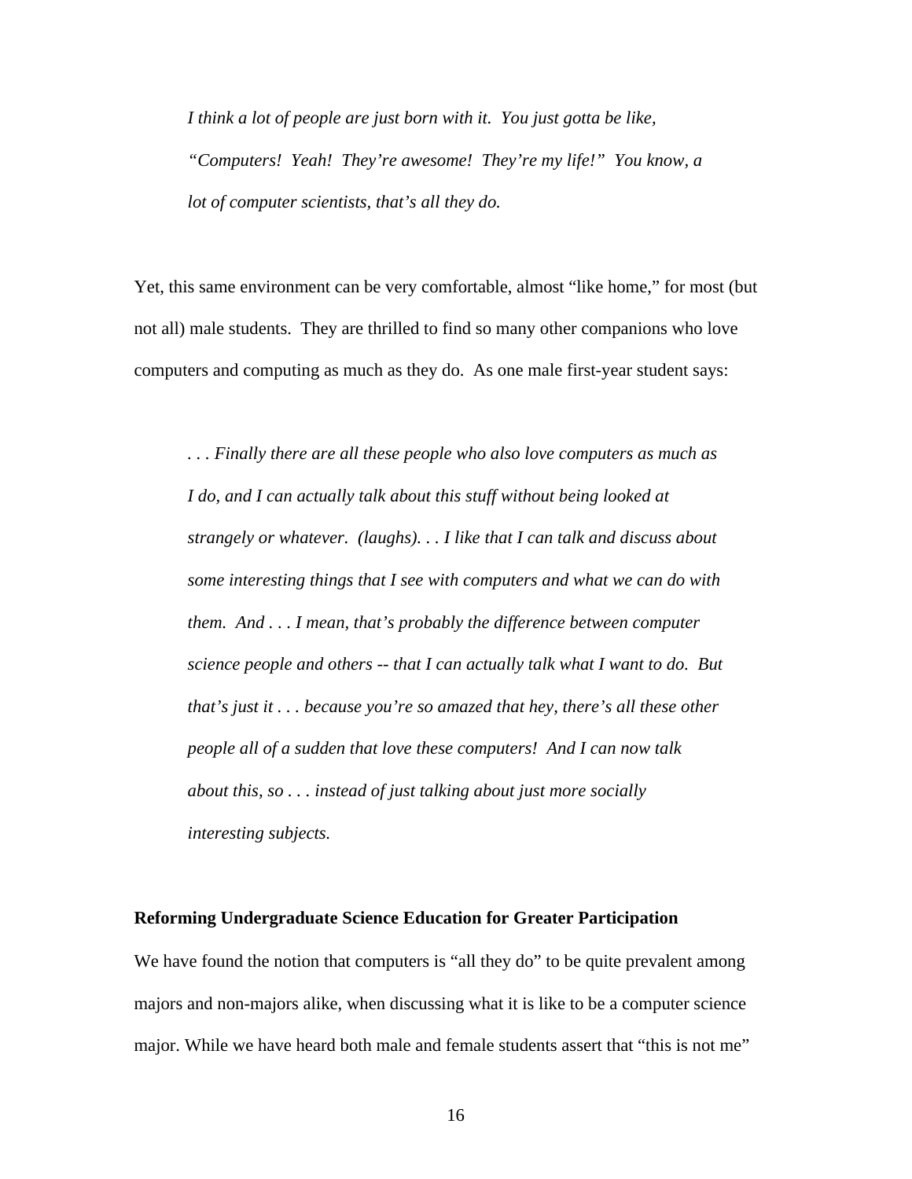> *I think a lot of people are just born with it. You just gotta be like, "Computers! Yeah! They're awesome! They're my life!" You know, a lot of computer scientists, that's all they do.*

Yet, this same environment can be very comfortable, almost "like home," for most (but not all) male students. They are thrilled to find so many other companions who love computers and computing as much as they do. As one male first-year student says:

> *. . . Finally there are all these people who also love computers as much as I do, and I can actually talk about this stuff without being looked at strangely or whatever. (laughs). . . I like that I can talk and discuss about some interesting things that I see with computers and what we can do with them. And . . . I mean, that's probably the difference between computer science people and others -- that I can actually talk what I want to do. But that's just it . . . because you're so amazed that hey, there's all these other people all of a sudden that love these computers! And I can now talk about this, so . . . instead of just talking about just more socially interesting subjects.*

**Reforming Undergraduate Science Education for Greater Participation**

We have found the notion that computers is "all they do" to be quite prevalent among majors and non-majors alike, when discussing what it is like to be a computer science major. While we have heard both male and female students assert that "this is not me"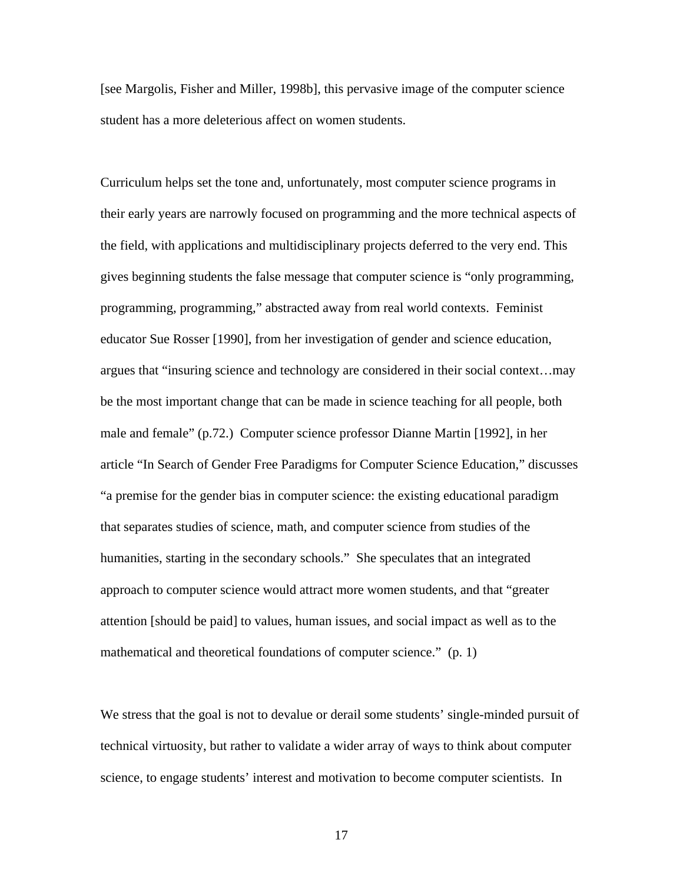[see Margolis, Fisher and Miller, 1998b], this pervasive image of the computer science student has a more deleterious affect on women students.

Curriculum helps set the tone and, unfortunately, most computer science programs in their early years are narrowly focused on programming and the more technical aspects of the field, with applications and multidisciplinary projects deferred to the very end. This gives beginning students the false message that computer science is "only programming, programming, programming," abstracted away from real world contexts. Feminist educator Sue Rosser [1990], from her investigation of gender and science education, argues that "insuring science and technology are considered in their social context…may be the most important change that can be made in science teaching for all people, both male and female" (p.72.) Computer science professor Dianne Martin [1992], in her article "In Search of Gender Free Paradigms for Computer Science Education," discusses "a premise for the gender bias in computer science: the existing educational paradigm that separates studies of science, math, and computer science from studies of the humanities, starting in the secondary schools." She speculates that an integrated approach to computer science would attract more women students, and that "greater attention [should be paid] to values, human issues, and social impact as well as to the mathematical and theoretical foundations of computer science." (p. 1)

We stress that the goal is not to devalue or derail some students' single-minded pursuit of technical virtuosity, but rather to validate a wider array of ways to think about computer science, to engage students' interest and motivation to become computer scientists. In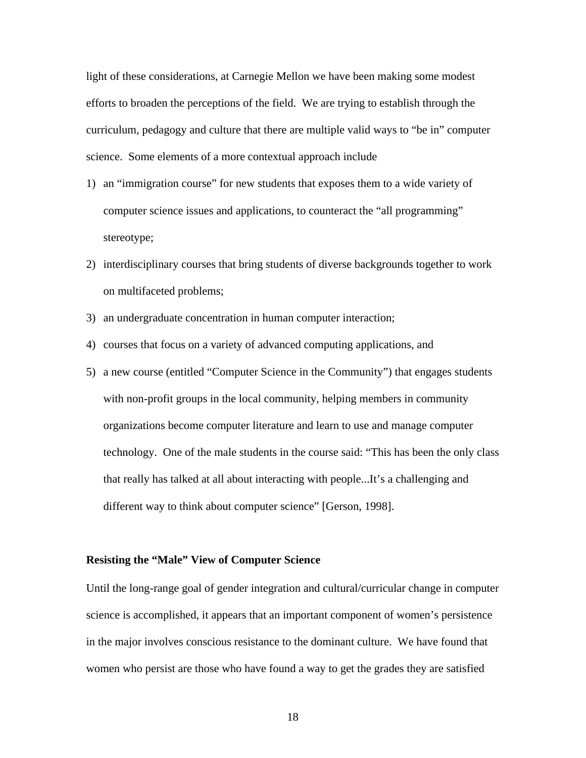light of these considerations, at Carnegie Mellon we have been making some modest efforts to broaden the perceptions of the field. We are trying to establish through the curriculum, pedagogy and culture that there are multiple valid ways to "be in" computer science. Some elements of a more contextual approach include

1) an "immigration course" for new students that exposes them to a wide variety of computer science issues and applications, to counteract the "all programming" stereotype;
2) interdisciplinary courses that bring students of diverse backgrounds together to work on multifaceted problems;
3) an undergraduate concentration in human computer interaction;
4) courses that focus on a variety of advanced computing applications, and
5) a new course (entitled "Computer Science in the Community") that engages students with non-profit groups in the local community, helping members in community organizations become computer literature and learn to use and manage computer technology. One of the male students in the course said: "This has been the only class that really has talked at all about interacting with people...It's a challenging and different way to think about computer science" [Gerson, 1998].

### Resisting the "Male" View of Computer Science

Until the long-range goal of gender integration and cultural/curricular change in computer science is accomplished, it appears that an important component of women's persistence in the major involves conscious resistance to the dominant culture. We have found that women who persist are those who have found a way to get the grades they are satisfied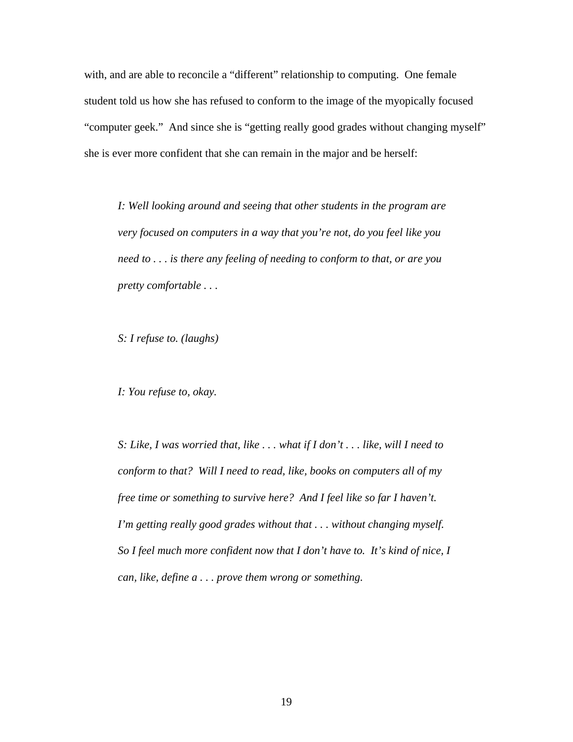with, and are able to reconcile a "different" relationship to computing. One female student told us how she has refused to conform to the image of the myopically focused "computer geek." And since she is "getting really good grades without changing myself" she is ever more confident that she can remain in the major and be herself:

> *I: Well looking around and seeing that other students in the program are very focused on computers in a way that you're not, do you feel like you need to . . . is there any feeling of needing to conform to that, or are you pretty comfortable . . .*
>
> *S: I refuse to. (laughs)*
>
> *I: You refuse to, okay.*
>
> *S: Like, I was worried that, like . . . what if I don't . . . like, will I need to conform to that? Will I need to read, like, books on computers all of my free time or something to survive here? And I feel like so far I haven't. I'm getting really good grades without that . . . without changing myself. So I feel much more confident now that I don't have to. It's kind of nice, I can, like, define a . . . prove them wrong or something.*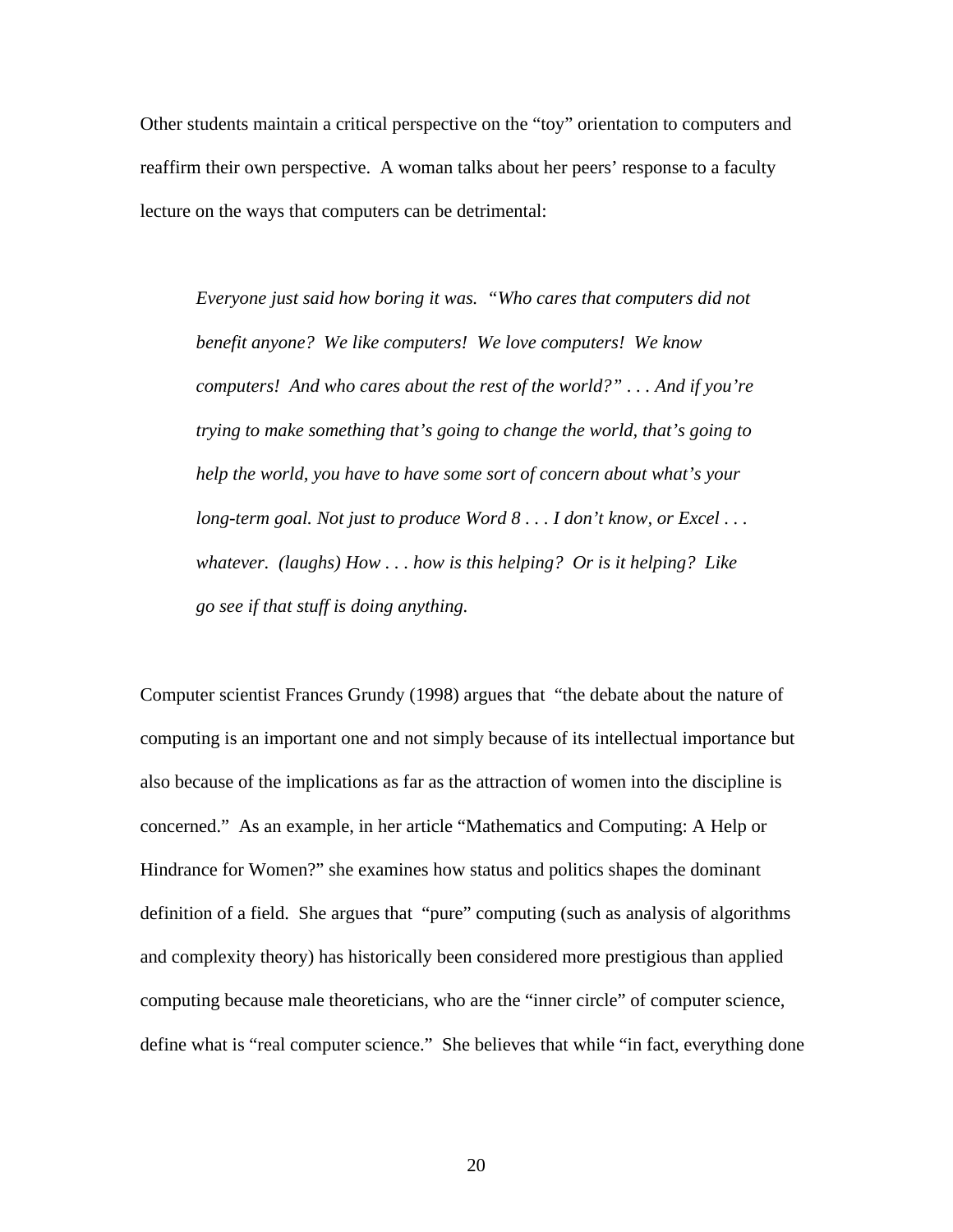Other students maintain a critical perspective on the "toy" orientation to computers and reaffirm their own perspective. A woman talks about her peers' response to a faculty lecture on the ways that computers can be detrimental:

> *Everyone just said how boring it was. "Who cares that computers did not benefit anyone? We like computers! We love computers! We know computers! And who cares about the rest of the world?" . . . And if you're trying to make something that's going to change the world, that's going to help the world, you have to have some sort of concern about what's your long-term goal. Not just to produce Word 8 . . . I don't know, or Excel . . . whatever. (laughs) How . . . how is this helping? Or is it helping? Like go see if that stuff is doing anything.*

Computer scientist Frances Grundy (1998) argues that "the debate about the nature of computing is an important one and not simply because of its intellectual importance but also because of the implications as far as the attraction of women into the discipline is concerned." As an example, in her article "Mathematics and Computing: A Help or Hindrance for Women?" she examines how status and politics shapes the dominant definition of a field. She argues that "pure" computing (such as analysis of algorithms and complexity theory) has historically been considered more prestigious than applied computing because male theoreticians, who are the "inner circle" of computer science, define what is "real computer science." She believes that while "in fact, everything done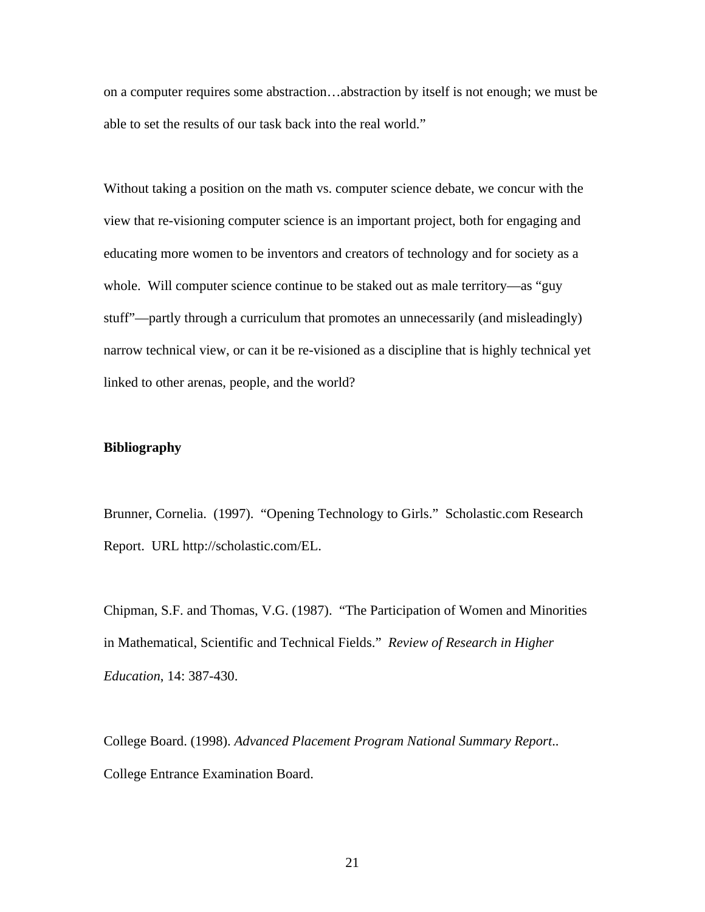on a computer requires some abstraction…abstraction by itself is not enough; we must be able to set the results of our task back into the real world."

Without taking a position on the math vs. computer science debate, we concur with the view that re-visioning computer science is an important project, both for engaging and educating more women to be inventors and creators of technology and for society as a whole. Will computer science continue to be staked out as male territory—as "guy stuff"—partly through a curriculum that promotes an unnecessarily (and misleadingly) narrow technical view, or can it be re-visioned as a discipline that is highly technical yet linked to other arenas, people, and the world?

**Bibliography**

Brunner, Cornelia. (1997). "Opening Technology to Girls." Scholastic.com Research Report. URL http://scholastic.com/EL.

Chipman, S.F. and Thomas, V.G. (1987). "The Participation of Women and Minorities in Mathematical, Scientific and Technical Fields." *Review of Research in Higher Education*, 14: 387-430.

College Board. (1998). *Advanced Placement Program National Summary Report*.. College Entrance Examination Board.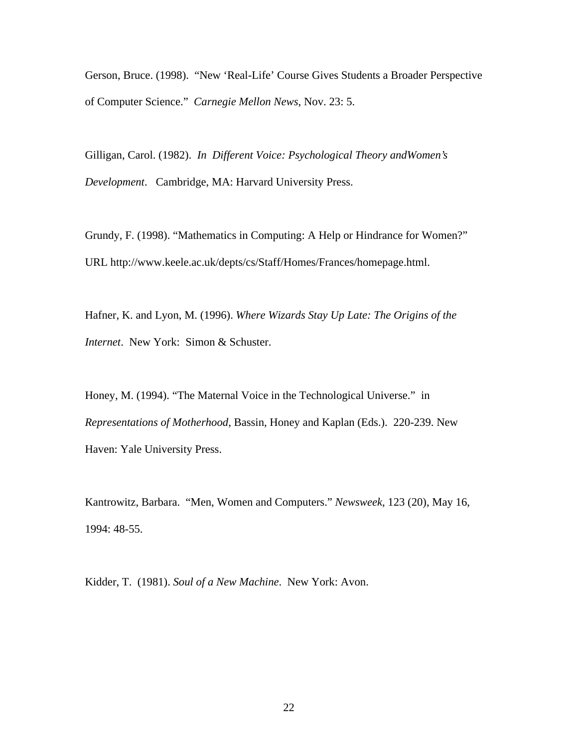Gerson, Bruce. (1998). "New 'Real-Life' Course Gives Students a Broader Perspective of Computer Science." *Carnegie Mellon News*, Nov. 23: 5.

Gilligan, Carol. (1982). *In Different Voice: Psychological Theory andWomen's Development*. Cambridge, MA: Harvard University Press.

Grundy, F. (1998). "Mathematics in Computing: A Help or Hindrance for Women?" URL http://www.keele.ac.uk/depts/cs/Staff/Homes/Frances/homepage.html.

Hafner, K. and Lyon, M. (1996). *Where Wizards Stay Up Late: The Origins of the Internet*. New York: Simon & Schuster.

Honey, M. (1994). "The Maternal Voice in the Technological Universe." in *Representations of Motherhood*, Bassin, Honey and Kaplan (Eds.). 220-239. New Haven: Yale University Press.

Kantrowitz, Barbara. "Men, Women and Computers." *Newsweek*, 123 (20), May 16, 1994: 48-55.

Kidder, T. (1981). *Soul of a New Machine*. New York: Avon.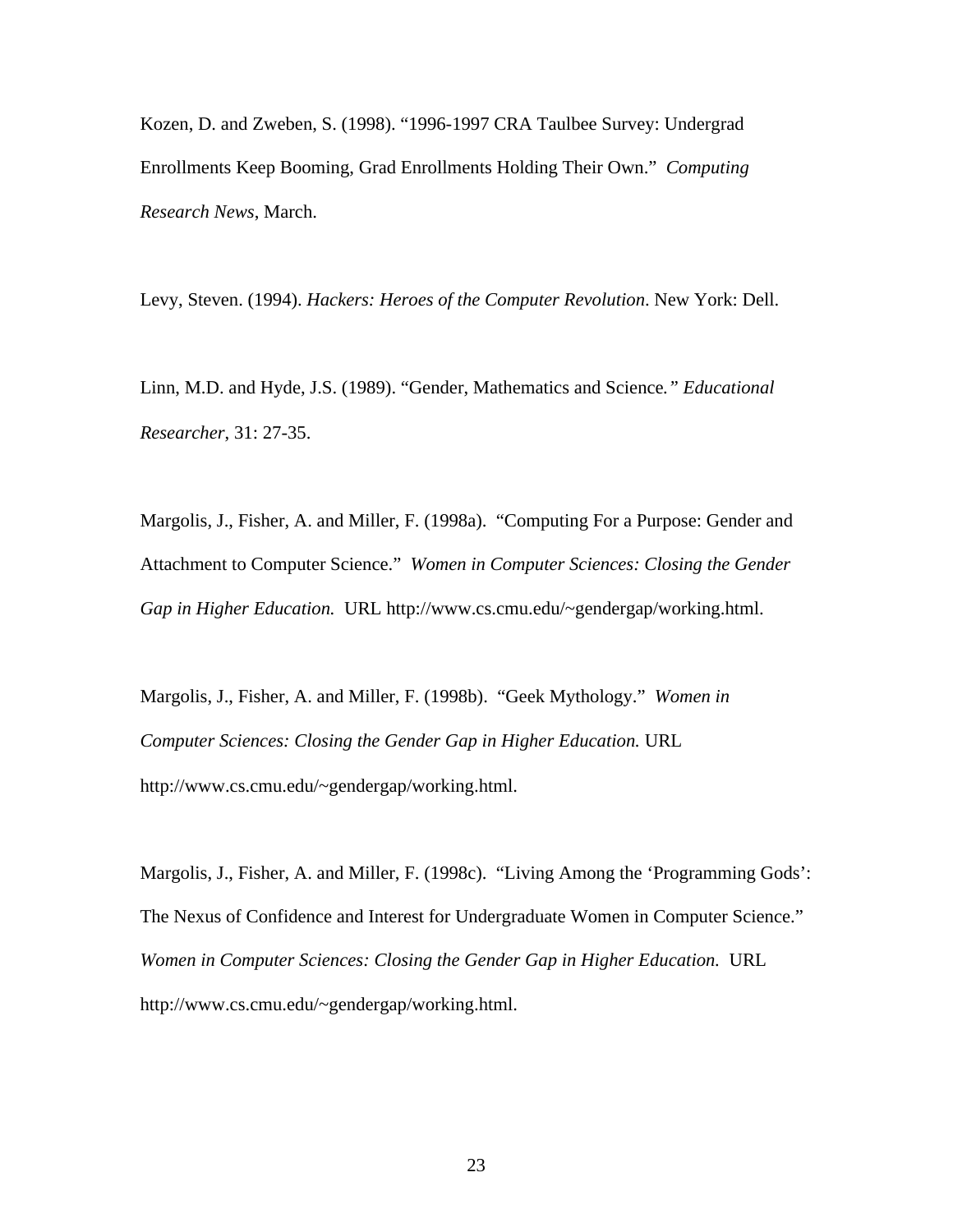Kozen, D. and Zweben, S. (1998). "1996-1997 CRA Taulbee Survey: Undergrad Enrollments Keep Booming, Grad Enrollments Holding Their Own." *Computing Research News*, March.

Levy, Steven. (1994). *Hackers: Heroes of the Computer Revolution*. New York: Dell.

Linn, M.D. and Hyde, J.S. (1989). "Gender, Mathematics and Science*.*" *Educational Researcher*, 31: 27-35.

Margolis, J., Fisher, A. and Miller, F. (1998a). "Computing For a Purpose: Gender and Attachment to Computer Science." *Women in Computer Sciences: Closing the Gender Gap in Higher Education.* URL http://www.cs.cmu.edu/~gendergap/working.html.

Margolis, J., Fisher, A. and Miller, F. (1998b). "Geek Mythology." *Women in Computer Sciences: Closing the Gender Gap in Higher Education.* URL http://www.cs.cmu.edu/~gendergap/working.html.

Margolis, J., Fisher, A. and Miller, F. (1998c). "Living Among the 'Programming Gods': The Nexus of Confidence and Interest for Undergraduate Women in Computer Science." *Women in Computer Sciences: Closing the Gender Gap in Higher Education.* URL http://www.cs.cmu.edu/~gendergap/working.html.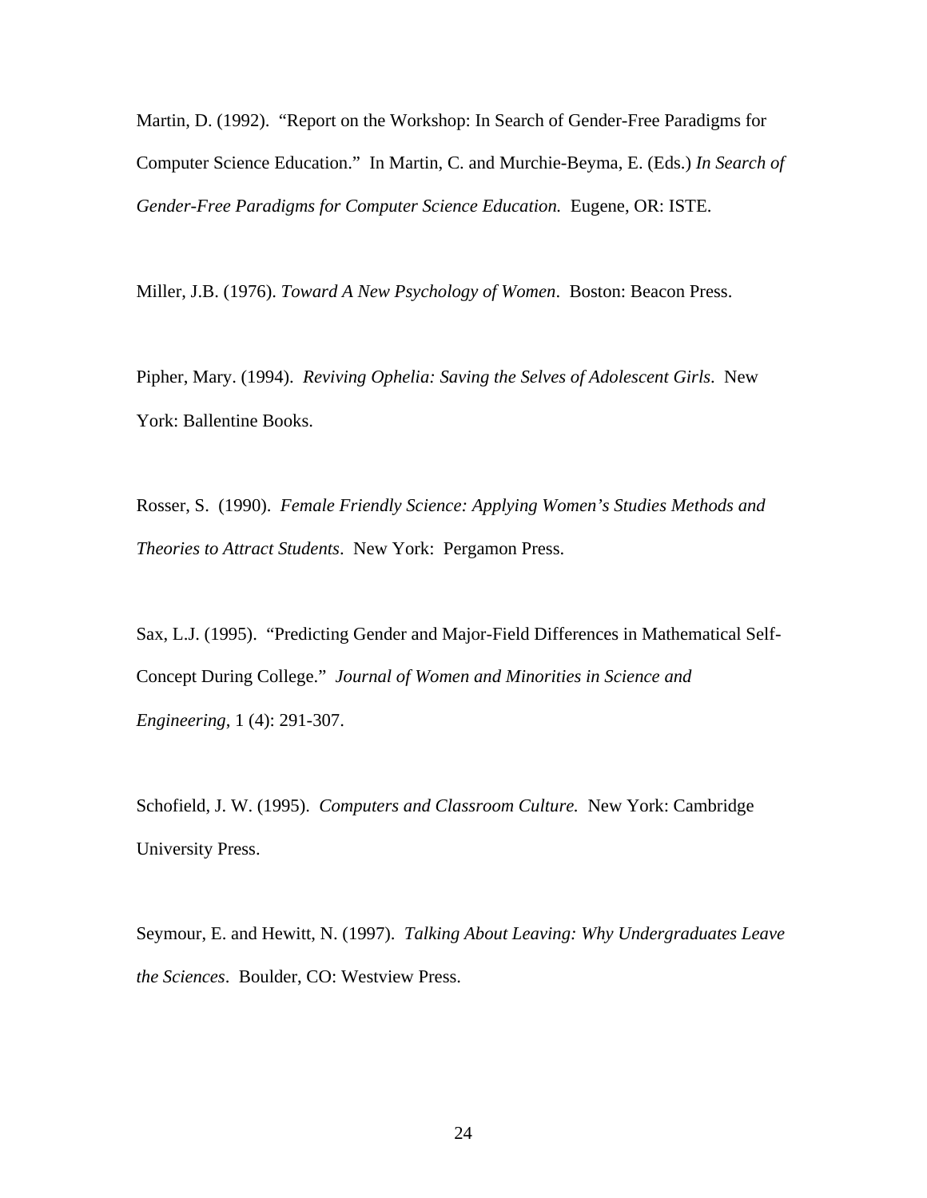Martin, D. (1992). "Report on the Workshop: In Search of Gender-Free Paradigms for Computer Science Education." In Martin, C. and Murchie-Beyma, E. (Eds.) *In Search of Gender-Free Paradigms for Computer Science Education.* Eugene, OR: ISTE.

Miller, J.B. (1976). *Toward A New Psychology of Women*. Boston: Beacon Press.

Pipher, Mary. (1994). *Reviving Ophelia: Saving the Selves of Adolescent Girls*. New York: Ballentine Books.

Rosser, S. (1990). *Female Friendly Science: Applying Women's Studies Methods and Theories to Attract Students*. New York: Pergamon Press.

Sax, L.J. (1995). "Predicting Gender and Major-Field Differences in Mathematical Self-Concept During College." *Journal of Women and Minorities in Science and Engineering*, 1 (4): 291-307.

Schofield, J. W. (1995). *Computers and Classroom Culture.* New York: Cambridge University Press.

Seymour, E. and Hewitt, N. (1997). *Talking About Leaving: Why Undergraduates Leave the Sciences*. Boulder, CO: Westview Press.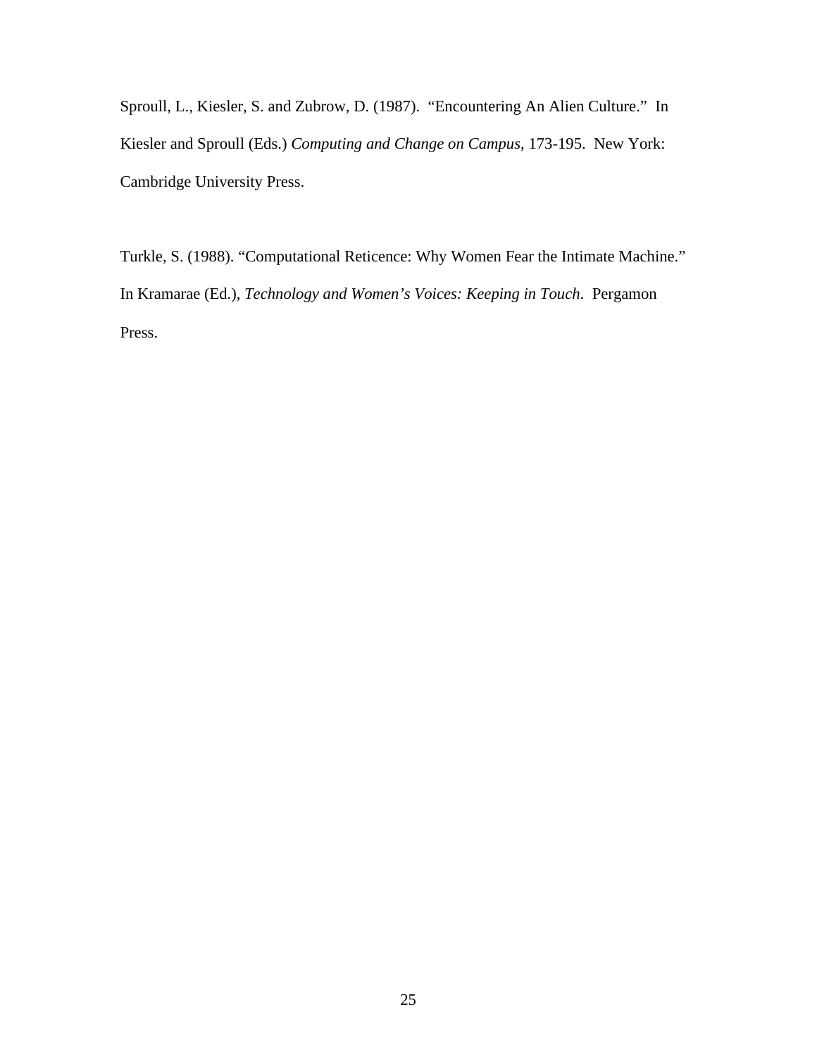Sproull, L., Kiesler, S. and Zubrow, D. (1987). "Encountering An Alien Culture." In Kiesler and Sproull (Eds.) *Computing and Change on Campus*, 173-195. New York: Cambridge University Press.

Turkle, S. (1988). "Computational Reticence: Why Women Fear the Intimate Machine." In Kramarae (Ed.), *Technology and Women's Voices: Keeping in Touch*. Pergamon Press.